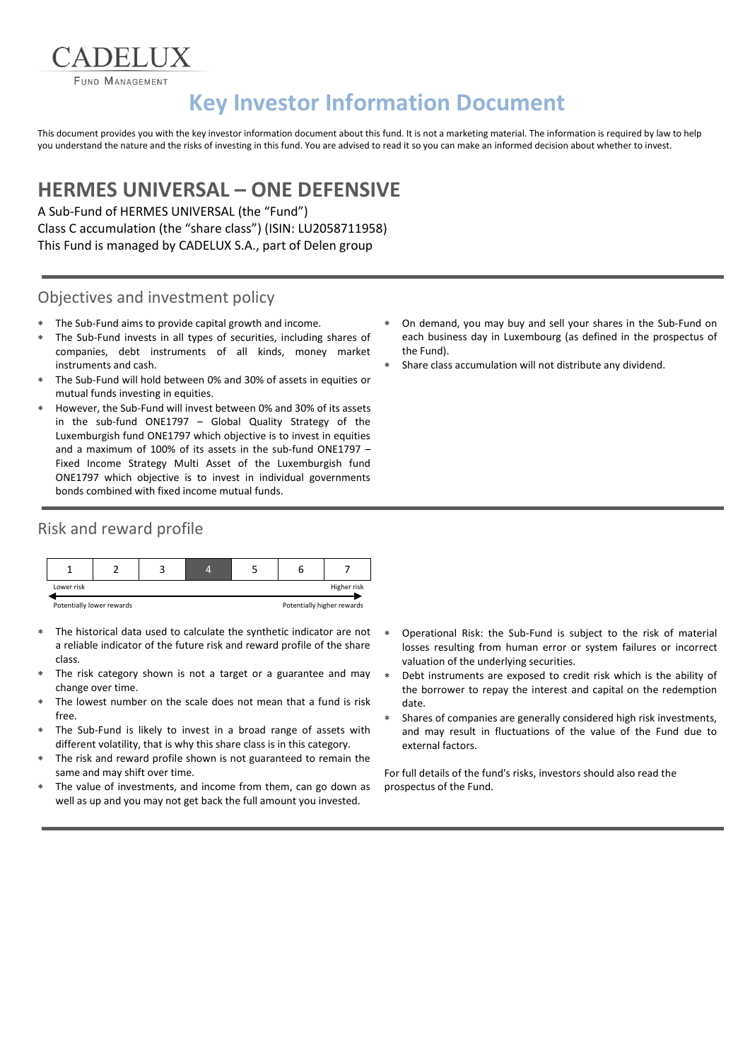CADELUX

FUND MANAGEMENT

# Key Investor Information Document

This document provides you with the key investor information document about this fund. It is not a marketing material. The information is required by law to help you understand the nature and the risks of investing in this fund. You are advised to read it so you can make an informed decision about whether to invest.

## HERMES UNIVERSAL – ONE DEFENSIVE

A Sub-Fund of HERMES UNIVERSAL (the "Fund")
Class C accumulation (the "share class") (ISIN: LU2058711958)
This Fund is managed by CADELUX S.A., part of Delen group

### Objectives and investment policy

- The Sub-Fund aims to provide capital growth and income.
- The Sub-Fund invests in all types of securities, including shares of companies, debt instruments of all kinds, money market instruments and cash.
- The Sub-Fund will hold between 0% and 30% of assets in equities or mutual funds investing in equities.
- However, the Sub-Fund will invest between 0% and 30% of its assets in the sub-fund ONE1797 – Global Quality Strategy of the Luxemburgish fund ONE1797 which objective is to invest in equities and a maximum of 100% of its assets in the sub-fund ONE1797 – Fixed Income Strategy Multi Asset of the Luxemburgish fund ONE1797 which objective is to invest in individual governments bonds combined with fixed income mutual funds.
- On demand, you may buy and sell your shares in the Sub-Fund on each business day in Luxembourg (as defined in the prospectus of the Fund).
- Share class accumulation will not distribute any dividend.

### Risk and reward profile

| 1 | 2 | 3 | **4** | 5 | 6 | 7 |
|---|---|---|---|---|---|---|

Lower risk — Higher risk

Potentially lower rewards — Potentially higher rewards

- The historical data used to calculate the synthetic indicator are not a reliable indicator of the future risk and reward profile of the share class.
- The risk category shown is not a target or a guarantee and may change over time.
- The lowest number on the scale does not mean that a fund is risk free.
- The Sub-Fund is likely to invest in a broad range of assets with different volatility, that is why this share class is in this category.
- The risk and reward profile shown is not guaranteed to remain the same and may shift over time.
- The value of investments, and income from them, can go down as well as up and you may not get back the full amount you invested.
- Operational Risk: the Sub-Fund is subject to the risk of material losses resulting from human error or system failures or incorrect valuation of the underlying securities.
- Debt instruments are exposed to credit risk which is the ability of the borrower to repay the interest and capital on the redemption date.
- Shares of companies are generally considered high risk investments, and may result in fluctuations of the value of the Fund due to external factors.

For full details of the fund's risks, investors should also read the prospectus of the Fund.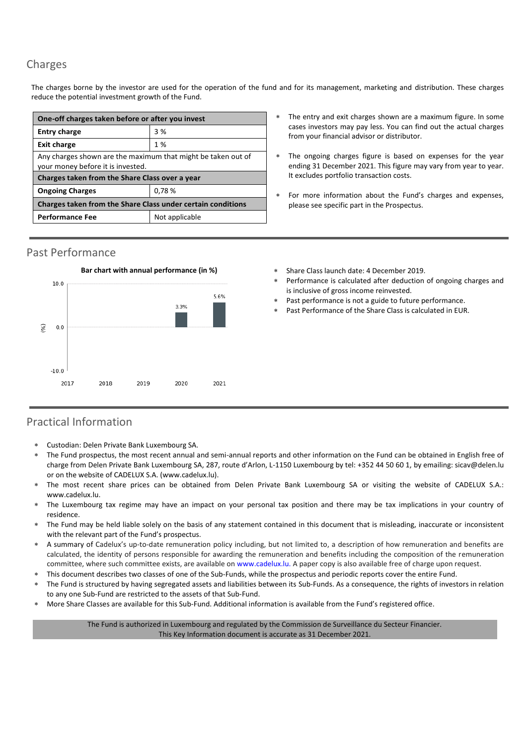## Charges

The charges borne by the investor are used for the operation of the fund and for its management, marketing and distribution. These charges reduce the potential investment growth of the Fund.

| One-off charges taken before or after you invest | |
|---|---|
| **Entry charge** | 3 % |
| **Exit charge** | 1 % |
| Any charges shown are the maximum that might be taken out of your money before it is invested. | |
| **Charges taken from the Share Class over a year** | |
| **Ongoing Charges** | 0,78 % |
| **Charges taken from the Share Class under certain conditions** | |
| **Performance Fee** | Not applicable |

- The entry and exit charges shown are a maximum figure. In some cases investors may pay less. You can find out the actual charges from your financial advisor or distributor.
- The ongoing charges figure is based on expenses for the year ending 31 December 2021. This figure may vary from year to year. It excludes portfolio transaction costs.
- For more information about the Fund's charges and expenses, please see specific part in the Prospectus.

## Past Performance

**Bar chart with annual performance (in %)**

(%)

10.0

0.0

-10.0

2017 2018 2019 2020 2021

3.3%

5.6%

- Share Class launch date: 4 December 2019.
- Performance is calculated after deduction of ongoing charges and is inclusive of gross income reinvested.
- Past performance is not a guide to future performance.
- Past Performance of the Share Class is calculated in EUR.

## Practical Information

- Custodian: Delen Private Bank Luxembourg SA.
- The Fund prospectus, the most recent annual and semi-annual reports and other information on the Fund can be obtained in English free of charge from Delen Private Bank Luxembourg SA, 287, route d'Arlon, L-1150 Luxembourg by tel: +352 44 50 60 1, by emailing: sicav@delen.lu or on the website of CADELUX S.A. (www.cadelux.lu).
- The most recent share prices can be obtained from Delen Private Bank Luxembourg SA or visiting the website of CADELUX S.A.: www.cadelux.lu.
- The Luxembourg tax regime may have an impact on your personal tax position and there may be tax implications in your country of residence.
- The Fund may be held liable solely on the basis of any statement contained in this document that is misleading, inaccurate or inconsistent with the relevant part of the Fund's prospectus.
- A summary of Cadelux's up-to-date remuneration policy including, but not limited to, a description of how remuneration and benefits are calculated, the identity of persons responsible for awarding the remuneration and benefits including the composition of the remuneration committee, where such committee exists, are available on www.cadelux.lu. A paper copy is also available free of charge upon request.
- This document describes two classes of one of the Sub-Funds, while the prospectus and periodic reports cover the entire Fund.
- The Fund is structured by having segregated assets and liabilities between its Sub-Funds. As a consequence, the rights of investors in relation to any one Sub-Fund are restricted to the assets of that Sub-Fund.
- More Share Classes are available for this Sub-Fund. Additional information is available from the Fund's registered office.

The Fund is authorized in Luxembourg and regulated by the Commission de Surveillance du Secteur Financier.
This Key Information document is accurate as 31 December 2021.